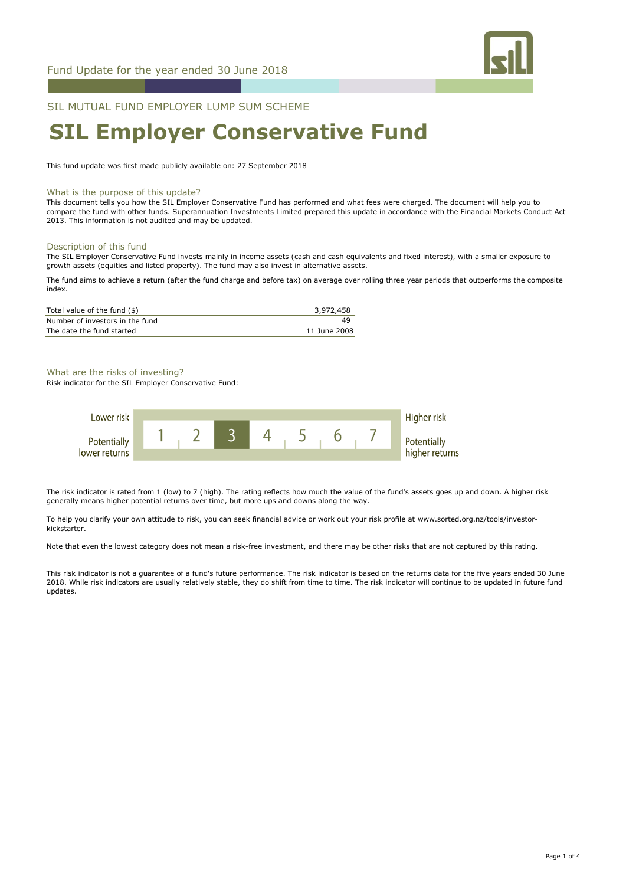Fund Update for the year ended 30 June 2018

SIL MUTUAL FUND EMPLOYER LUMP SUM SCHEME

# SIL Employer Conservative Fund

This fund update was first made publicly available on: 27 September 2018

## What is the purpose of this update?

This document tells you how the SIL Employer Conservative Fund has performed and what fees were charged. The document will help you to compare the fund with other funds. Superannuation Investments Limited prepared this update in accordance with the Financial Markets Conduct Act 2013. This information is not audited and may be updated.

## Description of this fund

The SIL Employer Conservative Fund invests mainly in income assets (cash and cash equivalents and fixed interest), with a smaller exposure to growth assets (equities and listed property). The fund may also invest in alternative assets.

The fund aims to achieve a return (after the fund charge and before tax) on average over rolling three year periods that outperforms the composite index.

| | |
|---|---|
| Total value of the fund ($) | 3,972,458 |
| Number of investors in the fund | 49 |
| The date the fund started | 11 June 2008 |

## What are the risks of investing?

Risk indicator for the SIL Employer Conservative Fund:

| Lower risk / Potentially lower returns | 1 | 2 | **3** | 4 | 5 | 6 | 7 | Higher risk / Potentially higher returns |
|---|---|---|---|---|---|---|---|---|

The risk indicator is rated from 1 (low) to 7 (high). The rating reflects how much the value of the fund's assets goes up and down. A higher risk generally means higher potential returns over time, but more ups and downs along the way.

To help you clarify your own attitude to risk, you can seek financial advice or work out your risk profile at www.sorted.org.nz/tools/investor-kickstarter.

Note that even the lowest category does not mean a risk-free investment, and there may be other risks that are not captured by this rating.

This risk indicator is not a guarantee of a fund's future performance. The risk indicator is based on the returns data for the five years ended 30 June 2018. While risk indicators are usually relatively stable, they do shift from time to time. The risk indicator will continue to be updated in future fund updates.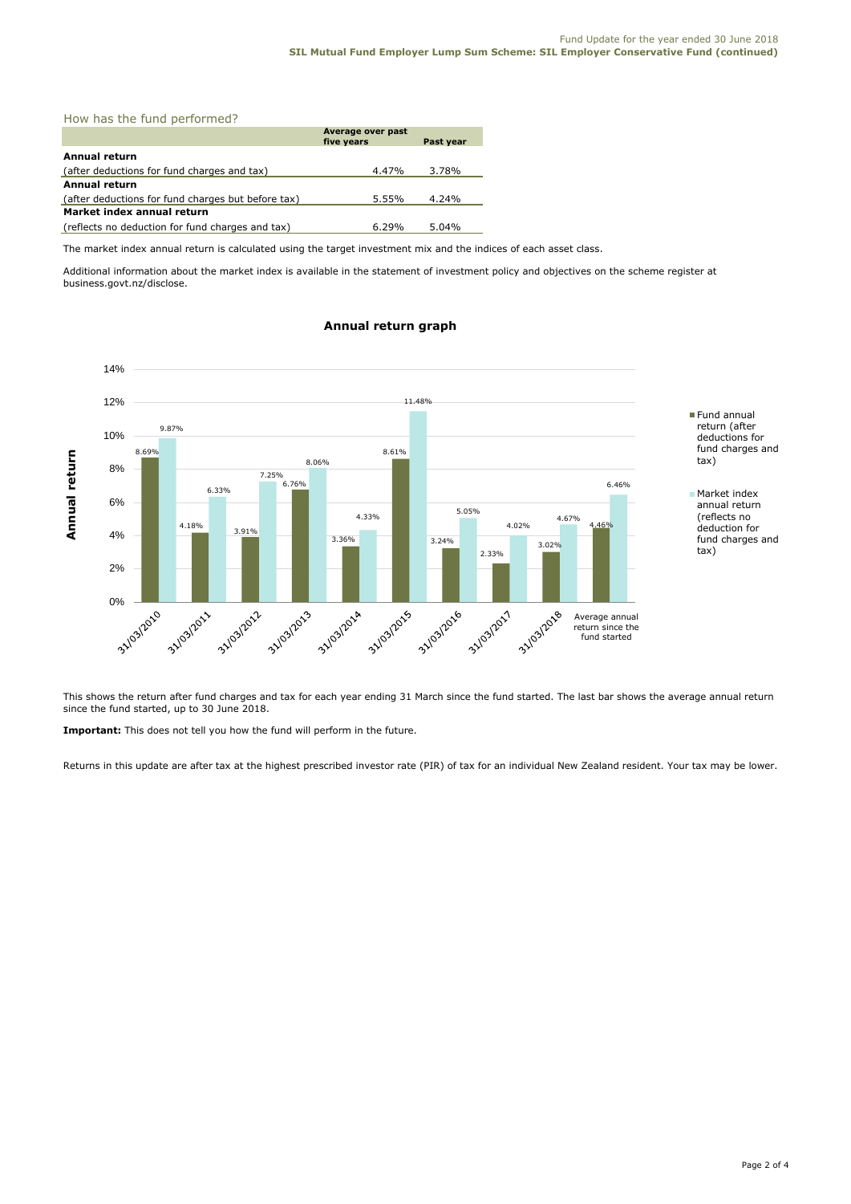## How has the fund performed?

| | Average over past five years | Past year |
|---|---|---|
| **Annual return** | | |
| (after deductions for fund charges and tax) | 4.47% | 3.78% |
| **Annual return** | | |
| (after deductions for fund charges but before tax) | 5.55% | 4.24% |
| **Market index annual return** | | |
| (reflects no deduction for fund charges and tax) | 6.29% | 5.04% |

The market index annual return is calculated using the target investment mix and the indices of each asset class.

Additional information about the market index is available in the statement of investment policy and objectives on the scheme register at business.govt.nz/disclose.

### Annual return graph

| | Fund annual return (after deductions for fund charges and tax) | Market index annual return (reflects no deduction for fund charges and tax) |
|---|---|---|
| 31/03/2010 | 8.69% | 9.87% |
| 31/03/2011 | 4.18% | 6.33% |
| 31/03/2012 | 3.91% | 7.25% |
| 31/03/2013 | 6.76% | 8.06% |
| 31/03/2014 | 3.36% | 4.33% |
| 31/03/2015 | 8.61% | 11.48% |
| 31/03/2016 | 3.24% | 5.05% |
| 31/03/2017 | 2.33% | 4.02% |
| 31/03/2018 | 3.02% | 4.67% |
| Average annual return since the fund started | 4.46% | 6.46% |

This shows the return after fund charges and tax for each year ending 31 March since the fund started. The last bar shows the average annual return since the fund started, up to 30 June 2018.

**Important:** This does not tell you how the fund will perform in the future.

Returns in this update are after tax at the highest prescribed investor rate (PIR) of tax for an individual New Zealand resident. Your tax may be lower.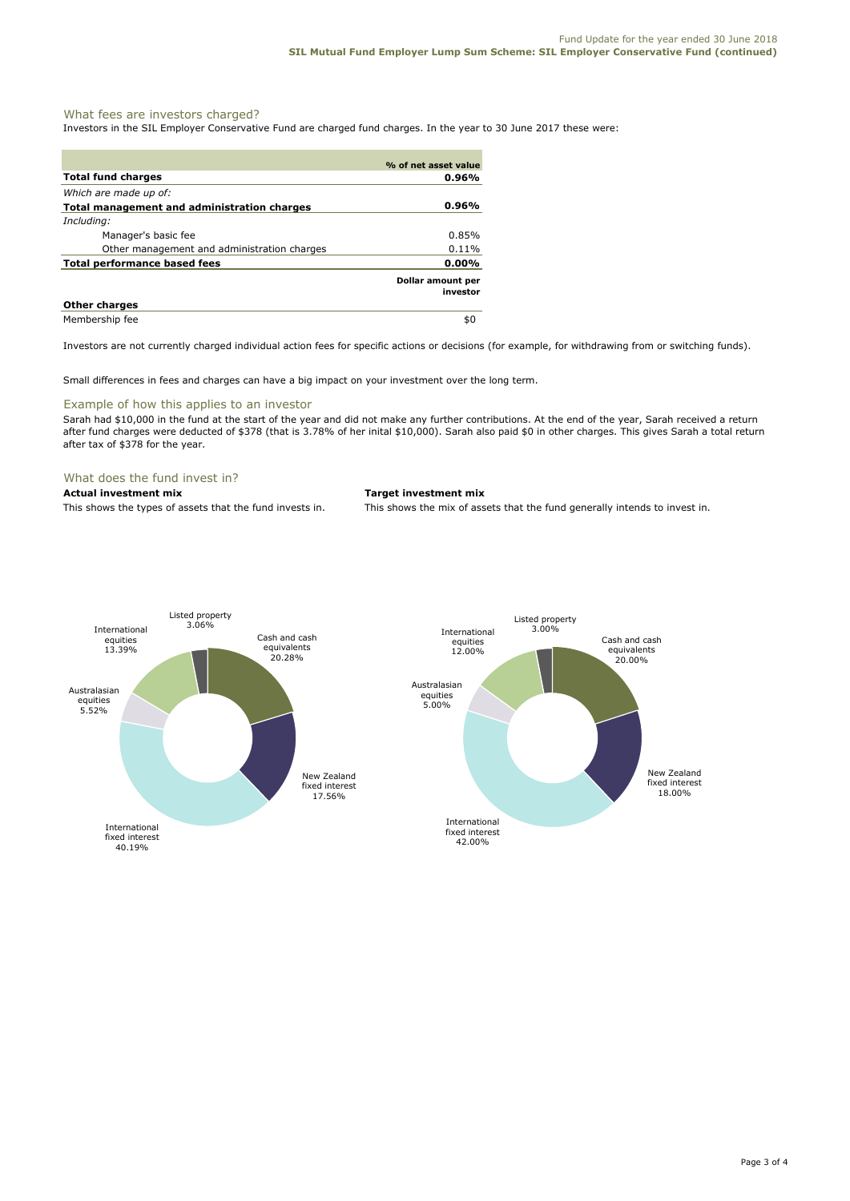## What fees are investors charged?

Investors in the SIL Employer Conservative Fund are charged fund charges. In the year to 30 June 2017 these were:

| | % of net asset value |
|---|---|
| **Total fund charges** | **0.96%** |
| *Which are made up of:* | |
| **Total management and administration charges** | **0.96%** |
| *Including:* | |
| Manager's basic fee | 0.85% |
| Other management and administration charges | 0.11% |
| **Total performance based fees** | **0.00%** |
| | **Dollar amount per investor** |
| **Other charges** | |
| Membership fee | $0 |

Investors are not currently charged individual action fees for specific actions or decisions (for example, for withdrawing from or switching funds).

Small differences in fees and charges can have a big impact on your investment over the long term.

## Example of how this applies to an investor

Sarah had $10,000 in the fund at the start of the year and did not make any further contributions. At the end of the year, Sarah received a return after fund charges were deducted of $378 (that is 3.78% of her inital $10,000). Sarah also paid $0 in other charges. This gives Sarah a total return after tax of $378 for the year.

## What does the fund invest in?

**Actual investment mix**

This shows the types of assets that the fund invests in.

| Asset type | Actual |
|---|---|
| Cash and cash equivalents | 20.28% |
| New Zealand fixed interest | 17.56% |
| International fixed interest | 40.19% |
| Australasian equities | 5.52% |
| International equities | 13.39% |
| Listed property | 3.06% |

**Target investment mix**

This shows the mix of assets that the fund generally intends to invest in.

| Asset type | Target |
|---|---|
| Cash and cash equivalents | 20.00% |
| New Zealand fixed interest | 18.00% |
| International fixed interest | 42.00% |
| Australasian equities | 5.00% |
| International equities | 12.00% |
| Listed property | 3.00% |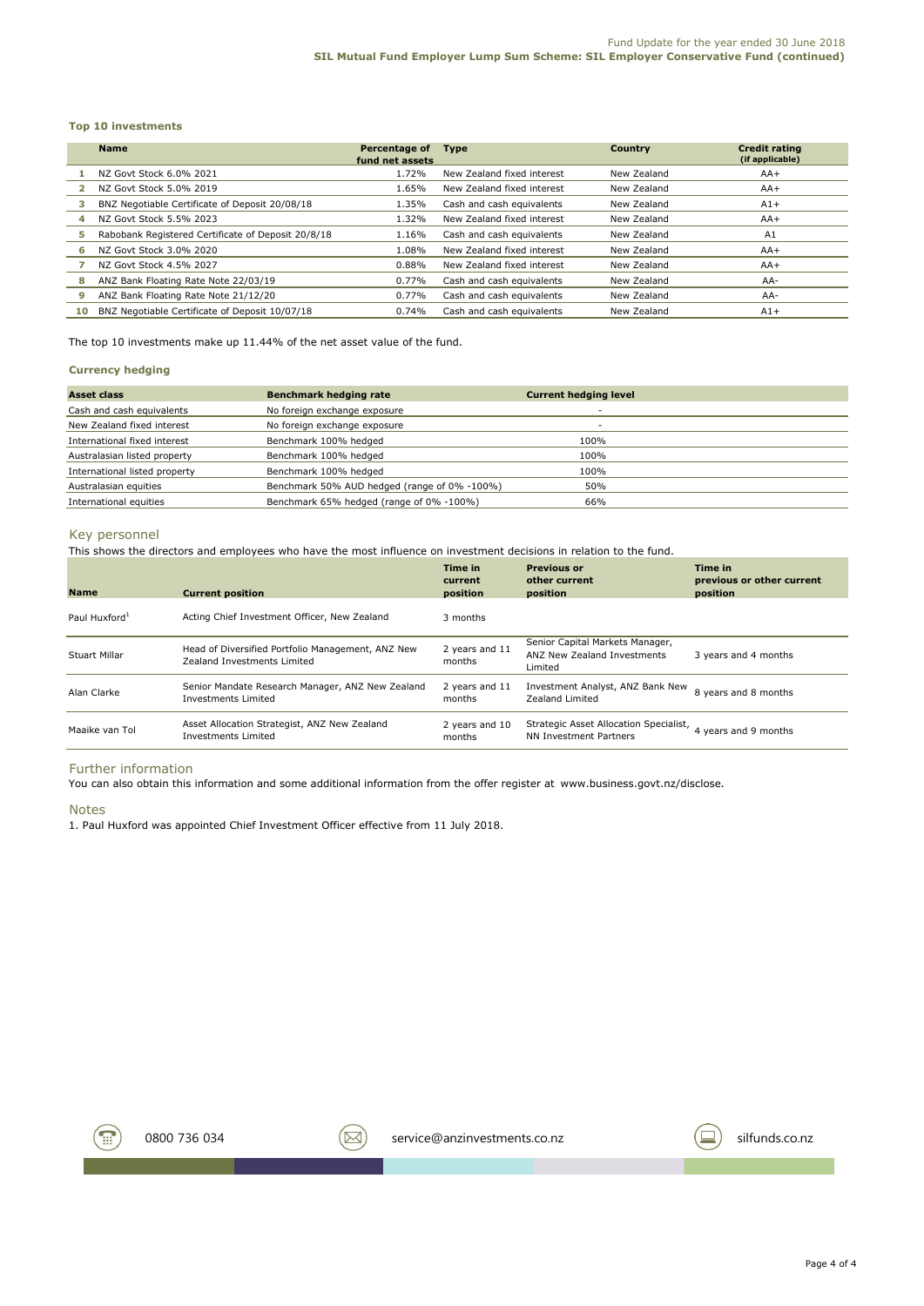### Top 10 investments

| | Name | Percentage of fund net assets | Type | Country | Credit rating (if applicable) |
|---|---|---|---|---|---|
| 1 | NZ Govt Stock 6.0% 2021 | 1.72% | New Zealand fixed interest | New Zealand | AA+ |
| 2 | NZ Govt Stock 5.0% 2019 | 1.65% | New Zealand fixed interest | New Zealand | AA+ |
| 3 | BNZ Negotiable Certificate of Deposit 20/08/18 | 1.35% | Cash and cash equivalents | New Zealand | A1+ |
| 4 | NZ Govt Stock 5.5% 2023 | 1.32% | New Zealand fixed interest | New Zealand | AA+ |
| 5 | Rabobank Registered Certificate of Deposit 20/8/18 | 1.16% | Cash and cash equivalents | New Zealand | A1 |
| 6 | NZ Govt Stock 3.0% 2020 | 1.08% | New Zealand fixed interest | New Zealand | AA+ |
| 7 | NZ Govt Stock 4.5% 2027 | 0.88% | New Zealand fixed interest | New Zealand | AA+ |
| 8 | ANZ Bank Floating Rate Note 22/03/19 | 0.77% | Cash and cash equivalents | New Zealand | AA- |
| 9 | ANZ Bank Floating Rate Note 21/12/20 | 0.77% | Cash and cash equivalents | New Zealand | AA- |
| 10 | BNZ Negotiable Certificate of Deposit 10/07/18 | 0.74% | Cash and cash equivalents | New Zealand | A1+ |

The top 10 investments make up 11.44% of the net asset value of the fund.

### Currency hedging

| Asset class | Benchmark hedging rate | Current hedging level |
|---|---|---|
| Cash and cash equivalents | No foreign exchange exposure | - |
| New Zealand fixed interest | No foreign exchange exposure | - |
| International fixed interest | Benchmark 100% hedged | 100% |
| Australasian listed property | Benchmark 100% hedged | 100% |
| International listed property | Benchmark 100% hedged | 100% |
| Australasian equities | Benchmark 50% AUD hedged (range of 0% -100%) | 50% |
| International equities | Benchmark 65% hedged (range of 0% -100%) | 66% |

## Key personnel

This shows the directors and employees who have the most influence on investment decisions in relation to the fund.

| Name | Current position | Time in current position | Previous or other current position | Time in previous or other current position |
|---|---|---|---|---|
| Paul Huxford[1] | Acting Chief Investment Officer, New Zealand | 3 months | | |
| Stuart Millar | Head of Diversified Portfolio Management, ANZ New Zealand Investments Limited | 2 years and 11 months | Senior Capital Markets Manager, ANZ New Zealand Investments Limited | 3 years and 4 months |
| Alan Clarke | Senior Mandate Research Manager, ANZ New Zealand Investments Limited | 2 years and 11 months | Investment Analyst, ANZ Bank New Zealand Limited | 8 years and 8 months |
| Maaike van Tol | Asset Allocation Strategist, ANZ New Zealand Investments Limited | 2 years and 10 months | Strategic Asset Allocation Specialist, NN Investment Partners | 4 years and 9 months |

## Further information

You can also obtain this information and some additional information from the offer register at www.business.govt.nz/disclose.

## Notes

1. Paul Huxford was appointed Chief Investment Officer effective from 11 July 2018.

0800 736 034 service@anzinvestments.co.nz silfunds.co.nz